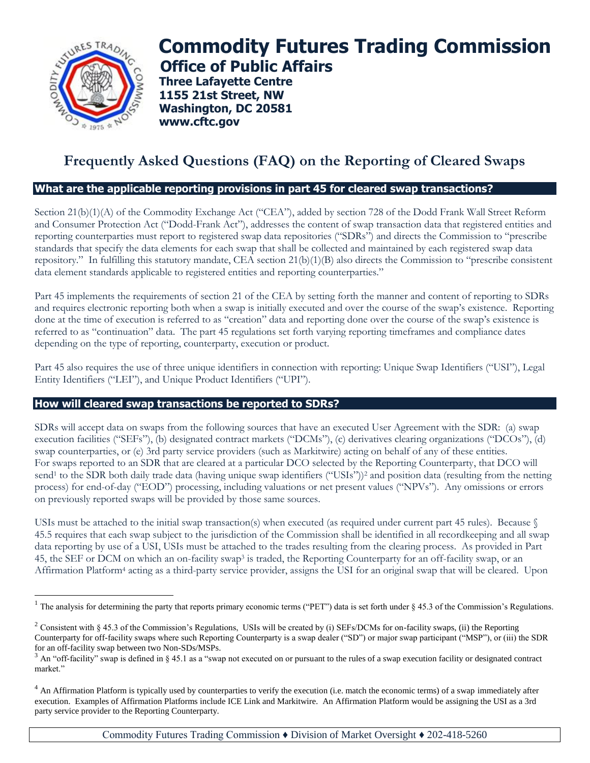# Commodity Futures Trading Commission

## Office of Public Affairs

**Three Lafayette Centre**
**1155 21st Street, NW**
**Washington, DC 20581**
**www.cftc.gov**

# Frequently Asked Questions (FAQ) on the Reporting of Cleared Swaps

## What are the applicable reporting provisions in part 45 for cleared swap transactions?

Section 21(b)(1)(A) of the Commodity Exchange Act ("CEA"), added by section 728 of the Dodd Frank Wall Street Reform and Consumer Protection Act ("Dodd-Frank Act"), addresses the content of swap transaction data that registered entities and reporting counterparties must report to registered swap data repositories ("SDRs") and directs the Commission to "prescribe standards that specify the data elements for each swap that shall be collected and maintained by each registered swap data repository." In fulfilling this statutory mandate, CEA section 21(b)(1)(B) also directs the Commission to "prescribe consistent data element standards applicable to registered entities and reporting counterparties."

Part 45 implements the requirements of section 21 of the CEA by setting forth the manner and content of reporting to SDRs and requires electronic reporting both when a swap is initially executed and over the course of the swap's existence. Reporting done at the time of execution is referred to as "creation" data and reporting done over the course of the swap's existence is referred to as "continuation" data. The part 45 regulations set forth varying reporting timeframes and compliance dates depending on the type of reporting, counterparty, execution or product.

Part 45 also requires the use of three unique identifiers in connection with reporting: Unique Swap Identifiers ("USI"), Legal Entity Identifiers ("LEI"), and Unique Product Identifiers ("UPI").

## How will cleared swap transactions be reported to SDRs?

SDRs will accept data on swaps from the following sources that have an executed User Agreement with the SDR: (a) swap execution facilities ("SEFs"), (b) designated contract markets ("DCMs"), (c) derivatives clearing organizations ("DCOs"), (d) swap counterparties, or (e) 3rd party service providers (such as Markitwire) acting on behalf of any of these entities. For swaps reported to an SDR that are cleared at a particular DCO selected by the Reporting Counterparty, that DCO will send[1] to the SDR both daily trade data (having unique swap identifiers ("USIs"))[2] and position data (resulting from the netting process) for end-of-day ("EOD") processing, including valuations or net present values ("NPVs"). Any omissions or errors on previously reported swaps will be provided by those same sources.

USIs must be attached to the initial swap transaction(s) when executed (as required under current part 45 rules). Because § 45.5 requires that each swap subject to the jurisdiction of the Commission shall be identified in all recordkeeping and all swap data reporting by use of a USI, USIs must be attached to the trades resulting from the clearing process. As provided in Part 45, the SEF or DCM on which an on-facility swap[3] is traded, the Reporting Counterparty for an off-facility swap, or an Affirmation Platform[4] acting as a third-party service provider, assigns the USI for an original swap that will be cleared. Upon

---

[1] The analysis for determining the party that reports primary economic terms ("PET") data is set forth under § 45.3 of the Commission's Regulations.

[2] Consistent with § 45.3 of the Commission's Regulations, USIs will be created by (i) SEFs/DCMs for on-facility swaps, (ii) the Reporting Counterparty for off-facility swaps where such Reporting Counterparty is a swap dealer ("SD") or major swap participant ("MSP"), or (iii) the SDR for an off-facility swap between two Non-SDs/MSPs.

[3] An "off-facility" swap is defined in § 45.1 as a "swap not executed on or pursuant to the rules of a swap execution facility or designated contract market."

[4] An Affirmation Platform is typically used by counterparties to verify the execution (i.e. match the economic terms) of a swap immediately after execution. Examples of Affirmation Platforms include ICE Link and Markitwire. An Affirmation Platform would be assigning the USI as a 3rd party service provider to the Reporting Counterparty.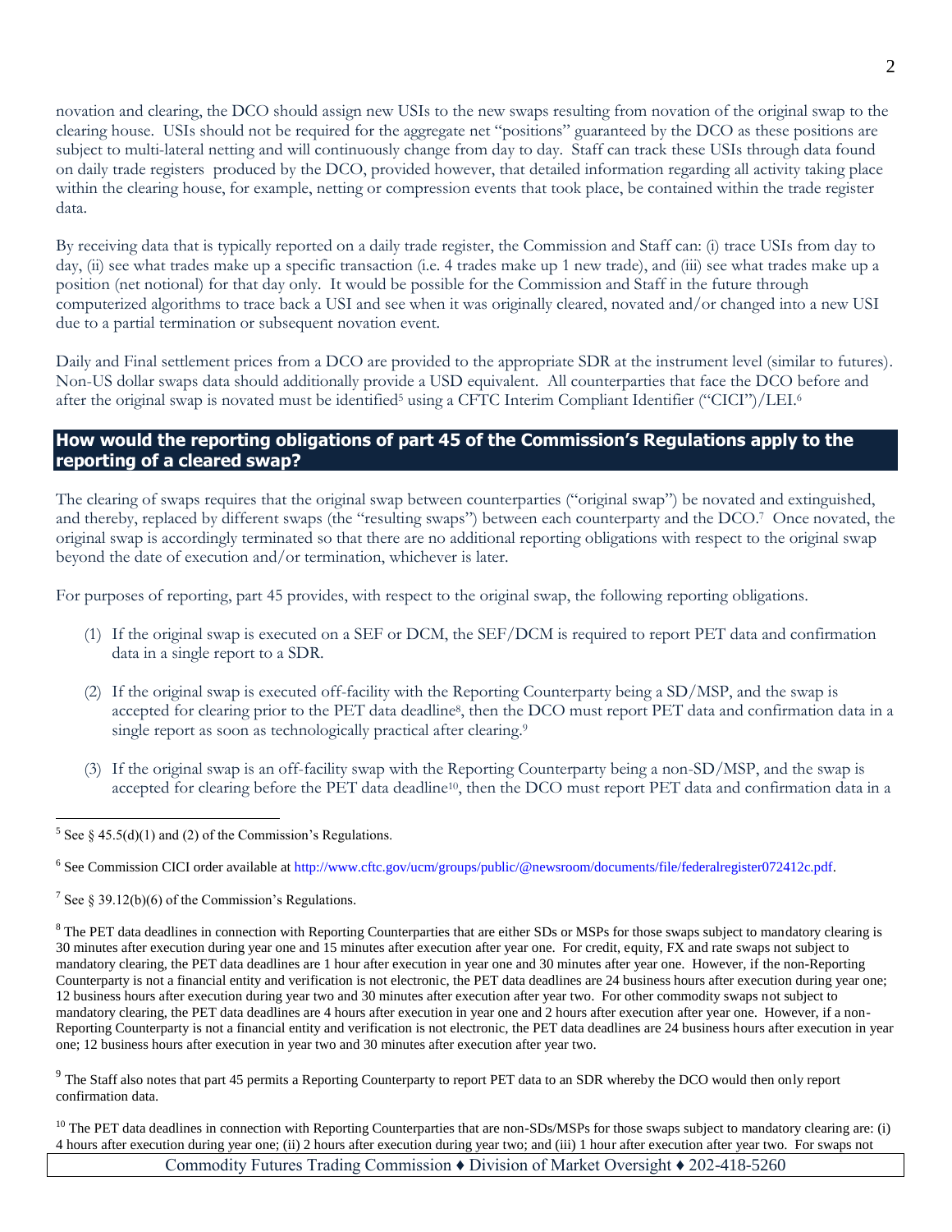novation and clearing, the DCO should assign new USIs to the new swaps resulting from novation of the original swap to the clearing house. USIs should not be required for the aggregate net "positions" guaranteed by the DCO as these positions are subject to multi-lateral netting and will continuously change from day to day. Staff can track these USIs through data found on daily trade registers produced by the DCO, provided however, that detailed information regarding all activity taking place within the clearing house, for example, netting or compression events that took place, be contained within the trade register data.

By receiving data that is typically reported on a daily trade register, the Commission and Staff can: (i) trace USIs from day to day, (ii) see what trades make up a specific transaction (i.e. 4 trades make up 1 new trade), and (iii) see what trades make up a position (net notional) for that day only. It would be possible for the Commission and Staff in the future through computerized algorithms to trace back a USI and see when it was originally cleared, novated and/or changed into a new USI due to a partial termination or subsequent novation event.

Daily and Final settlement prices from a DCO are provided to the appropriate SDR at the instrument level (similar to futures). Non-US dollar swaps data should additionally provide a USD equivalent. All counterparties that face the DCO before and after the original swap is novated must be identified[5] using a CFTC Interim Compliant Identifier ("CICI")/LEI.[6]

## How would the reporting obligations of part 45 of the Commission's Regulations apply to the reporting of a cleared swap?

The clearing of swaps requires that the original swap between counterparties ("original swap") be novated and extinguished, and thereby, replaced by different swaps (the "resulting swaps") between each counterparty and the DCO.[7] Once novated, the original swap is accordingly terminated so that there are no additional reporting obligations with respect to the original swap beyond the date of execution and/or termination, whichever is later.

For purposes of reporting, part 45 provides, with respect to the original swap, the following reporting obligations.

(1) If the original swap is executed on a SEF or DCM, the SEF/DCM is required to report PET data and confirmation data in a single report to a SDR.

(2) If the original swap is executed off-facility with the Reporting Counterparty being a SD/MSP, and the swap is accepted for clearing prior to the PET data deadline[8], then the DCO must report PET data and confirmation data in a single report as soon as technologically practical after clearing.[9]

(3) If the original swap is an off-facility swap with the Reporting Counterparty being a non-SD/MSP, and the swap is accepted for clearing before the PET data deadline[10], then the DCO must report PET data and confirmation data in a

---

[5] See § 45.5(d)(1) and (2) of the Commission's Regulations.

[6] See Commission CICI order available at http://www.cftc.gov/ucm/groups/public/@newsroom/documents/file/federalregister072412c.pdf.

[7] See § 39.12(b)(6) of the Commission's Regulations.

[8] The PET data deadlines in connection with Reporting Counterparties that are either SDs or MSPs for those swaps subject to mandatory clearing is 30 minutes after execution during year one and 15 minutes after execution after year one. For credit, equity, FX and rate swaps not subject to mandatory clearing, the PET data deadlines are 1 hour after execution in year one and 30 minutes after year one. However, if the non-Reporting Counterparty is not a financial entity and verification is not electronic, the PET data deadlines are 24 business hours after execution during year one; 12 business hours after execution during year two and 30 minutes after execution after year two. For other commodity swaps not subject to mandatory clearing, the PET data deadlines are 4 hours after execution in year one and 2 hours after execution after year two. However, if a non-Reporting Counterparty is not a financial entity and verification is not electronic, the PET data deadlines are 24 business hours after execution in year one; 12 business hours after execution in year two and 30 minutes after execution after year two.

[9] The Staff also notes that part 45 permits a Reporting Counterparty to report PET data to an SDR whereby the DCO would then only report confirmation data.

[10] The PET data deadlines in connection with Reporting Counterparties that are non-SDs/MSPs for those swaps subject to mandatory clearing are: (i) 4 hours after execution during year one; (ii) 2 hours after execution during year two; and (iii) 1 hour after execution after year two. For swaps not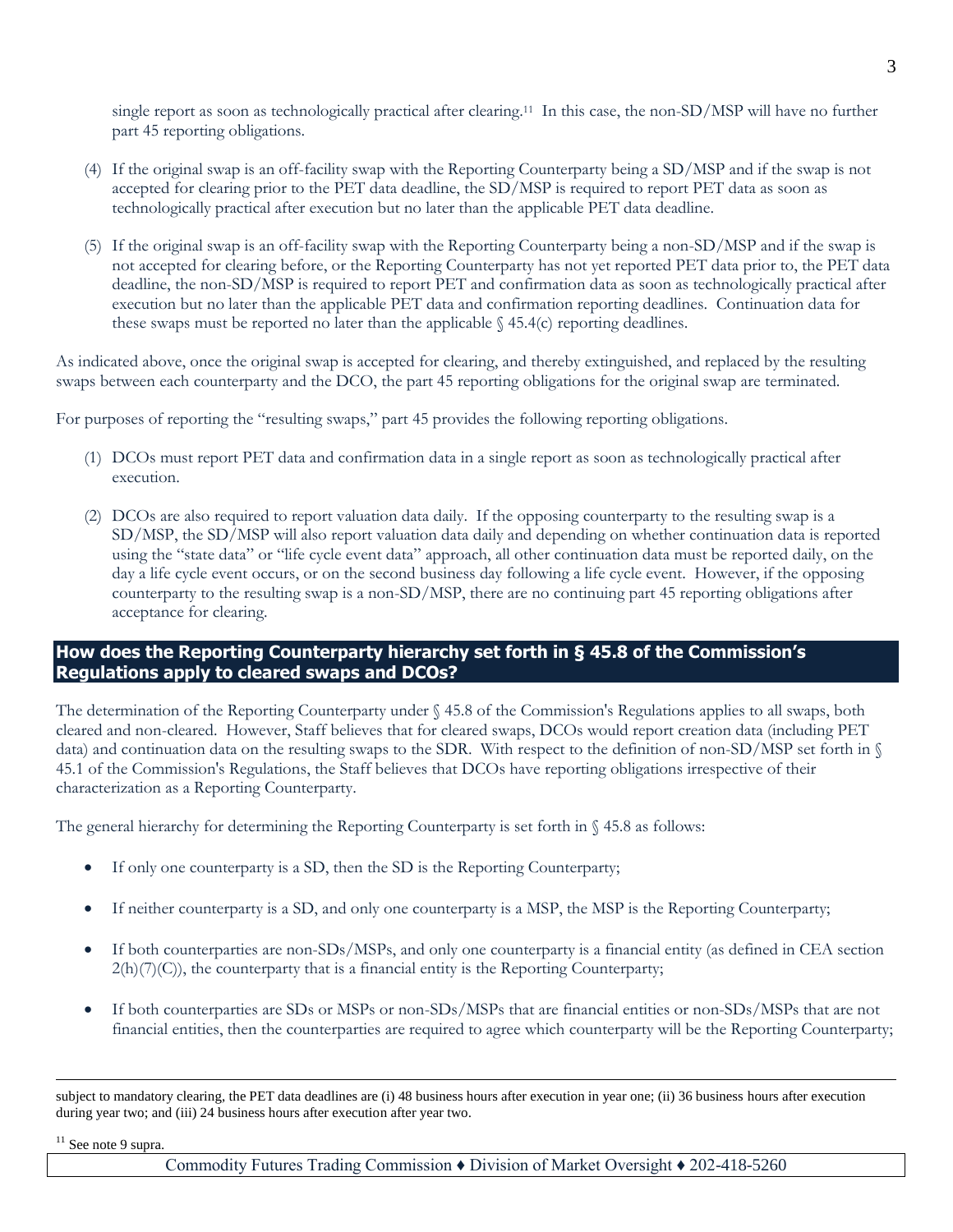single report as soon as technologically practical after clearing.[11] In this case, the non-SD/MSP will have no further part 45 reporting obligations.

(4) If the original swap is an off-facility swap with the Reporting Counterparty being a SD/MSP and if the swap is not accepted for clearing prior to the PET data deadline, the SD/MSP is required to report PET data as soon as technologically practical after execution but no later than the applicable PET data deadline.

(5) If the original swap is an off-facility swap with the Reporting Counterparty being a non-SD/MSP and if the swap is not accepted for clearing before, or the Reporting Counterparty has not yet reported PET data prior to, the PET data deadline, the non-SD/MSP is required to report PET and confirmation data as soon as technologically practical after execution but no later than the applicable PET data and confirmation reporting deadlines. Continuation data for these swaps must be reported no later than the applicable § 45.4(c) reporting deadlines.

As indicated above, once the original swap is accepted for clearing, and thereby extinguished, and replaced by the resulting swaps between each counterparty and the DCO, the part 45 reporting obligations for the original swap are terminated.

For purposes of reporting the "resulting swaps," part 45 provides the following reporting obligations.

(1) DCOs must report PET data and confirmation data in a single report as soon as technologically practical after execution.

(2) DCOs are also required to report valuation data daily. If the opposing counterparty to the resulting swap is a SD/MSP, the SD/MSP will also report valuation data daily and depending on whether continuation data is reported using the "state data" or "life cycle event data" approach, all other continuation data must be reported daily, on the day a life cycle event occurs, or on the second business day following a life cycle event. However, if the opposing counterparty to the resulting swap is a non-SD/MSP, there are no continuing part 45 reporting obligations after acceptance for clearing.

## How does the Reporting Counterparty hierarchy set forth in § 45.8 of the Commission's Regulations apply to cleared swaps and DCOs?

The determination of the Reporting Counterparty under § 45.8 of the Commission's Regulations applies to all swaps, both cleared and non-cleared. However, Staff believes that for cleared swaps, DCOs would report creation data (including PET data) and continuation data on the resulting swaps to the SDR. With respect to the definition of non-SD/MSP set forth in § 45.1 of the Commission's Regulations, the Staff believes that DCOs have reporting obligations irrespective of their characterization as a Reporting Counterparty.

The general hierarchy for determining the Reporting Counterparty is set forth in § 45.8 as follows:

- If only one counterparty is a SD, then the SD is the Reporting Counterparty;
- If neither counterparty is a SD, and only one counterparty is a MSP, the MSP is the Reporting Counterparty;
- If both counterparties are non-SDs/MSPs, and only one counterparty is a financial entity (as defined in CEA section 2(h)(7)(C)), the counterparty that is a financial entity is the Reporting Counterparty;
- If both counterparties are SDs or MSPs or non-SDs/MSPs that are financial entities or non-SDs/MSPs that are not financial entities, then the counterparties are required to agree which counterparty will be the Reporting Counterparty;

---

subject to mandatory clearing, the PET data deadlines are (i) 48 business hours after execution in year one; (ii) 36 business hours after execution during year two; and (iii) 24 business hours after execution after year two.

[11] See note 9 supra.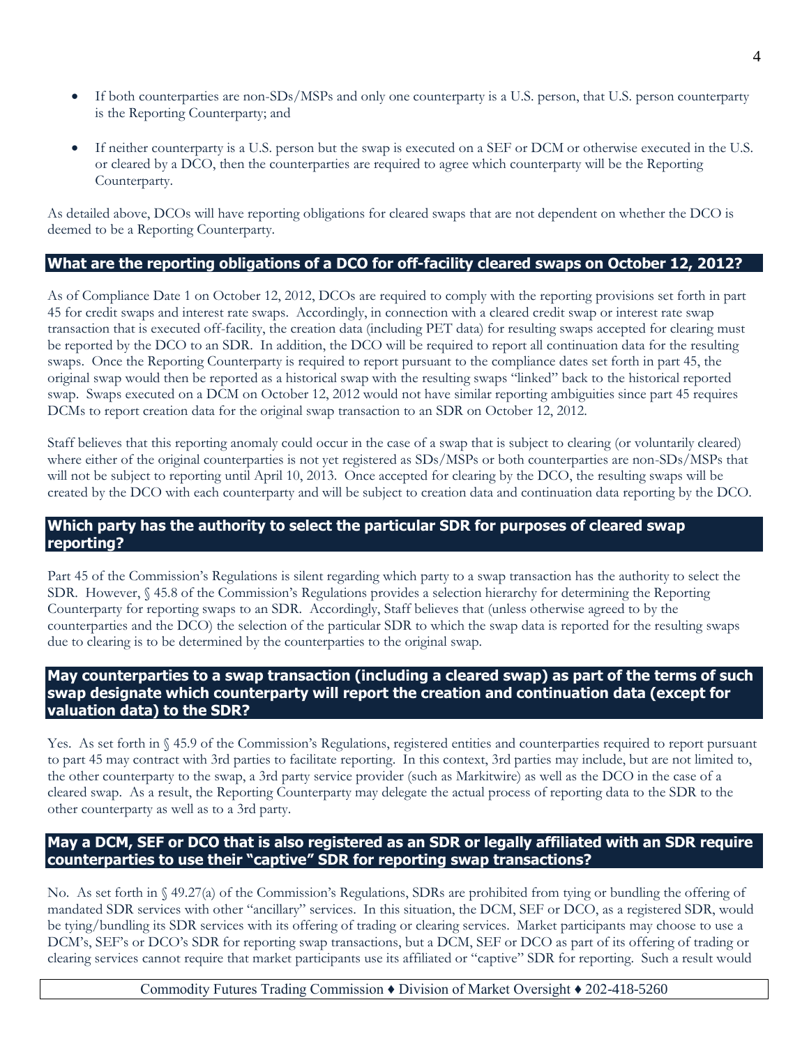- If both counterparties are non-SDs/MSPs and only one counterparty is a U.S. person, that U.S. person counterparty is the Reporting Counterparty; and

- If neither counterparty is a U.S. person but the swap is executed on a SEF or DCM or otherwise executed in the U.S. or cleared by a DCO, then the counterparties are required to agree which counterparty will be the Reporting Counterparty.

As detailed above, DCOs will have reporting obligations for cleared swaps that are not dependent on whether the DCO is deemed to be a Reporting Counterparty.

## What are the reporting obligations of a DCO for off-facility cleared swaps on October 12, 2012?

As of Compliance Date 1 on October 12, 2012, DCOs are required to comply with the reporting provisions set forth in part 45 for credit swaps and interest rate swaps. Accordingly, in connection with a cleared credit swap or interest rate swap transaction that is executed off-facility, the creation data (including PET data) for resulting swaps accepted for clearing must be reported by the DCO to an SDR. In addition, the DCO will be required to report all continuation data for the resulting swaps. Once the Reporting Counterparty is required to report pursuant to the compliance dates set forth in part 45, the original swap would then be reported as a historical swap with the resulting swaps "linked" back to the historical reported swap. Swaps executed on a DCM on October 12, 2012 would not have similar reporting ambiguities since part 45 requires DCMs to report creation data for the original swap transaction to an SDR on October 12, 2012.

Staff believes that this reporting anomaly could occur in the case of a swap that is subject to clearing (or voluntarily cleared) where either of the original counterparties is not yet registered as SDs/MSPs or both counterparties are non-SDs/MSPs that will not be subject to reporting until April 10, 2013. Once accepted for clearing by the DCO, the resulting swaps will be created by the DCO with each counterparty and will be subject to creation data and continuation data reporting by the DCO.

## Which party has the authority to select the particular SDR for purposes of cleared swap reporting?

Part 45 of the Commission's Regulations is silent regarding which party to a swap transaction has the authority to select the SDR. However, § 45.8 of the Commission's Regulations provides a selection hierarchy for determining the Reporting Counterparty for reporting swaps to an SDR. Accordingly, Staff believes that (unless otherwise agreed to by the counterparties and the DCO) the selection of the particular SDR to which the swap data is reported for the resulting swaps due to clearing is to be determined by the counterparties to the original swap.

## May counterparties to a swap transaction (including a cleared swap) as part of the terms of such swap designate which counterparty will report the creation and continuation data (except for valuation data) to the SDR?

Yes. As set forth in § 45.9 of the Commission's Regulations, registered entities and counterparties required to report pursuant to part 45 may contract with 3rd parties to facilitate reporting. In this context, 3rd parties may include, but are not limited to, the other counterparty to the swap, a 3rd party service provider (such as Markitwire) as well as the DCO in the case of a cleared swap. As a result, the Reporting Counterparty may delegate the actual process of reporting data to the SDR to the other counterparty as well as to a 3rd party.

## May a DCM, SEF or DCO that is also registered as an SDR or legally affiliated with an SDR require counterparties to use their "captive" SDR for reporting swap transactions?

No. As set forth in § 49.27(a) of the Commission's Regulations, SDRs are prohibited from tying or bundling the offering of mandated SDR services with other "ancillary" services. In this situation, the DCM, SEF or DCO, as a registered SDR, would be tying/bundling its SDR services with its offering of trading or clearing services. Market participants may choose to use a DCM's, SEF's or DCO's SDR for reporting swap transactions, but a DCM, SEF or DCO as part of its offering of trading or clearing services cannot require that market participants use its affiliated or "captive" SDR for reporting. Such a result would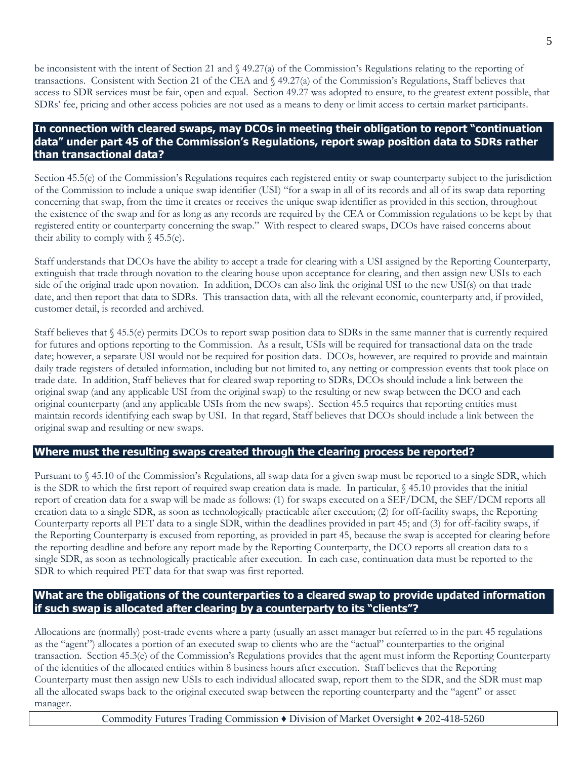be inconsistent with the intent of Section 21 and § 49.27(a) of the Commission's Regulations relating to the reporting of transactions. Consistent with Section 21 of the CEA and § 49.27(a) of the Commission's Regulations, Staff believes that access to SDR services must be fair, open and equal. Section 49.27 was adopted to ensure, to the greatest extent possible, that SDRs' fee, pricing and other access policies are not used as a means to deny or limit access to certain market participants.

## In connection with cleared swaps, may DCOs in meeting their obligation to report "continuation data" under part 45 of the Commission's Regulations, report swap position data to SDRs rather than transactional data?

Section 45.5(e) of the Commission's Regulations requires each registered entity or swap counterparty subject to the jurisdiction of the Commission to include a unique swap identifier (USI) "for a swap in all of its records and all of its swap data reporting concerning that swap, from the time it creates or receives the unique swap identifier as provided in this section, throughout the existence of the swap and for as long as any records are required by the CEA or Commission regulations to be kept by that registered entity or counterparty concerning the swap." With respect to cleared swaps, DCOs have raised concerns about their ability to comply with § 45.5(e).

Staff understands that DCOs have the ability to accept a trade for clearing with a USI assigned by the Reporting Counterparty, extinguish that trade through novation to the clearing house upon acceptance for clearing, and then assign new USIs to each side of the original trade upon novation. In addition, DCOs can also link the original USI to the new USI(s) on that trade date, and then report that data to SDRs. This transaction data, with all the relevant economic, counterparty and, if provided, customer detail, is recorded and archived.

Staff believes that § 45.5(e) permits DCOs to report swap position data to SDRs in the same manner that is currently required for futures and options reporting to the Commission. As a result, USIs will be required for transactional data on the trade date; however, a separate USI would not be required for position data. DCOs, however, are required to provide and maintain daily trade registers of detailed information, including but not limited to, any netting or compression events that took place on trade date. In addition, Staff believes that for cleared swap reporting to SDRs, DCOs should include a link between the original swap (and any applicable USI from the original swap) to the resulting or new swap between the DCO and each original counterparty (and any applicable USIs from the new swaps). Section 45.5 requires that reporting entities must maintain records identifying each swap by USI. In that regard, Staff believes that DCOs should include a link between the original swap and resulting or new swaps.

## Where must the resulting swaps created through the clearing process be reported?

Pursuant to § 45.10 of the Commission's Regulations, all swap data for a given swap must be reported to a single SDR, which is the SDR to which the first report of required swap creation data is made. In particular, § 45.10 provides that the initial report of creation data for a swap will be made as follows: (1) for swaps executed on a SEF/DCM, the SEF/DCM reports all creation data to a single SDR, as soon as technologically practicable after execution; (2) for off-facility swaps, the Reporting Counterparty reports all PET data to a single SDR, within the deadlines provided in part 45; and (3) for off-facility swaps, if the Reporting Counterparty is excused from reporting, as provided in part 45, because the swap is accepted for clearing before the reporting deadline and before any report made by the Reporting Counterparty, the DCO reports all creation data to a single SDR, as soon as technologically practicable after execution. In each case, continuation data must be reported to the SDR to which required PET data for that swap was first reported.

## What are the obligations of the counterparties to a cleared swap to provide updated information if such swap is allocated after clearing by a counterparty to its "clients"?

Allocations are (normally) post-trade events where a party (usually an asset manager but referred to in the part 45 regulations as the "agent") allocates a portion of an executed swap to clients who are the "actual" counterparties to the original transaction. Section 45.3(e) of the Commission's Regulations provides that the agent must inform the Reporting Counterparty of the identities of the allocated entities within 8 business hours after execution. Staff believes that the Reporting Counterparty must then assign new USIs to each individual allocated swap, report them to the SDR, and the SDR must map all the allocated swaps back to the original executed swap between the reporting counterparty and the "agent" or asset manager.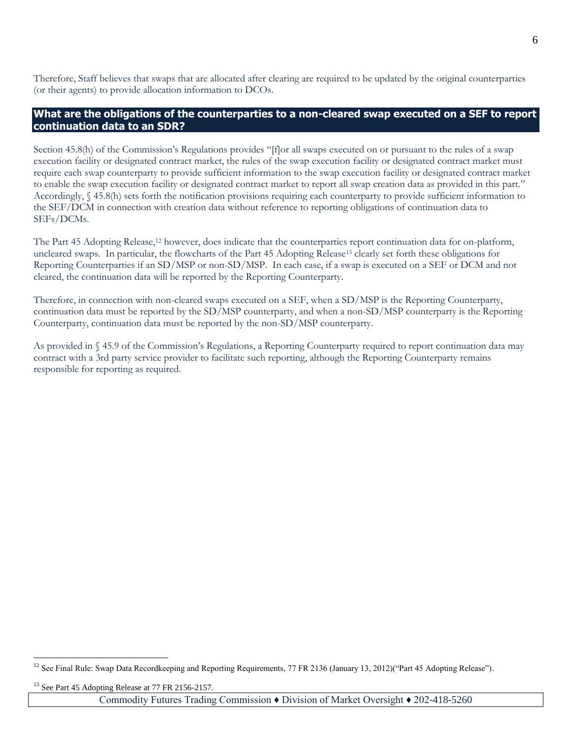Therefore, Staff believes that swaps that are allocated after clearing are required to be updated by the original counterparties (or their agents) to provide allocation information to DCOs.

## What are the obligations of the counterparties to a non-cleared swap executed on a SEF to report continuation data to an SDR?

Section 45.8(h) of the Commission's Regulations provides "[f]or all swaps executed on or pursuant to the rules of a swap execution facility or designated contract market, the rules of the swap execution facility or designated contract market must require each swap counterparty to provide sufficient information to the swap execution facility or designated contract market to enable the swap execution facility or designated contract market to report all swap creation data as provided in this part." Accordingly, § 45.8(h) sets forth the notification provisions requiring each counterparty to provide sufficient information to the SEF/DCM in connection with creation data without reference to reporting obligations of continuation data to SEFs/DCMs.

The Part 45 Adopting Release,[12] however, does indicate that the counterparties report continuation data for on-platform, uncleared swaps. In particular, the flowcharts of the Part 45 Adopting Release[13] clearly set forth these obligations for Reporting Counterparties if an SD/MSP or non-SD/MSP. In each case, if a swap is executed on a SEF or DCM and not cleared, the continuation data will be reported by the Reporting Counterparty.

Therefore, in connection with non-cleared swaps executed on a SEF, when a SD/MSP is the Reporting Counterparty, continuation data must be reported by the SD/MSP counterparty, and when a non-SD/MSP counterparty is the Reporting Counterparty, continuation data must be reported by the non-SD/MSP counterparty.

As provided in § 45.9 of the Commission's Regulations, a Reporting Counterparty required to report continuation data may contract with a 3rd party service provider to facilitate such reporting, although the Reporting Counterparty remains responsible for reporting as required.

[12] See Final Rule: Swap Data Recordkeeping and Reporting Requirements, 77 FR 2136 (January 13, 2012)("Part 45 Adopting Release").

[13] See Part 45 Adopting Release at 77 FR 2156-2157.

Commodity Futures Trading Commission ♦ Division of Market Oversight ♦ 202-418-5260